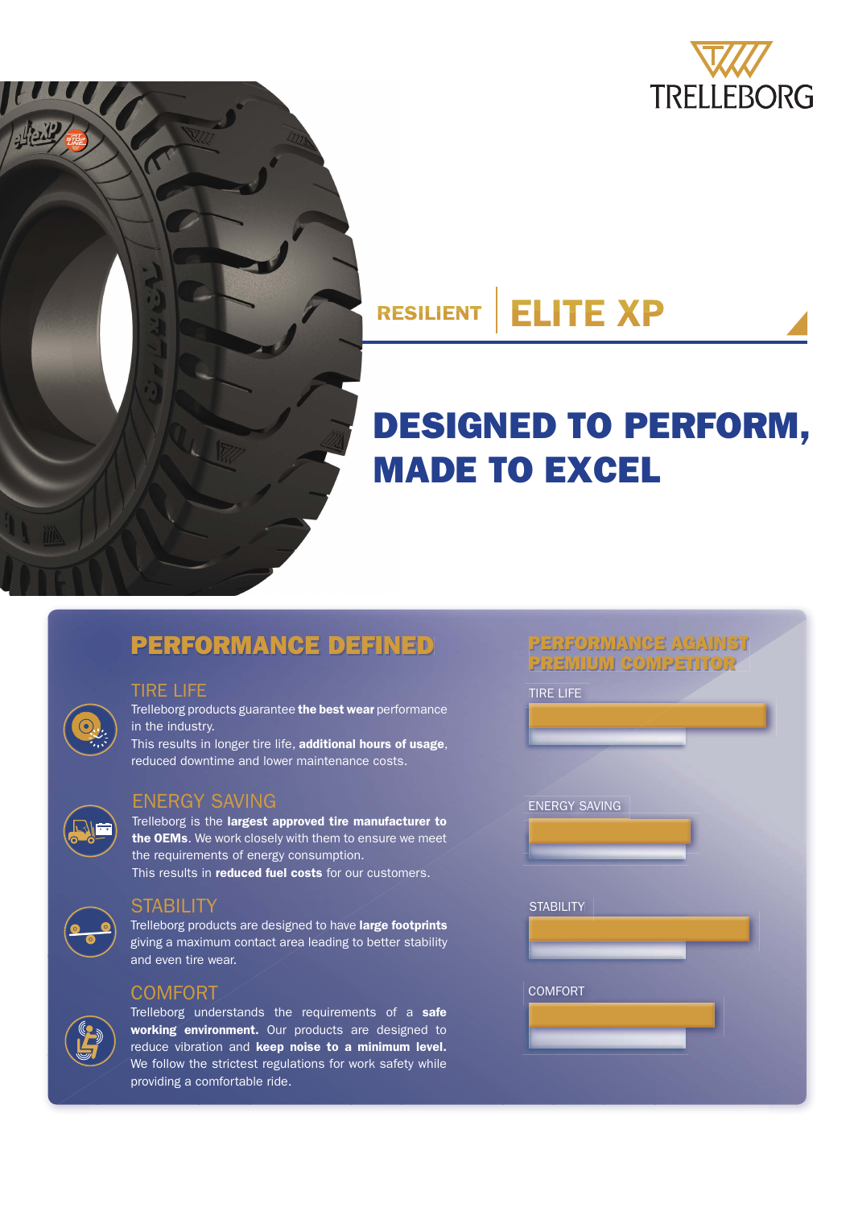TRELLEBORG

RESILIENT | ELITE XP

# DESIGNED TO PERFORM, MADE TO EXCEL

## PERFORMANCE DEFINED

### TIRE LIFE

Trelleborg products guarantee **the best wear** performance in the industry.
This results in longer tire life, **additional hours of usage**, reduced downtime and lower maintenance costs.

### ENERGY SAVING

Trelleborg is the **largest approved tire manufacturer to the OEMs**. We work closely with them to ensure we meet the requirements of energy consumption.
This results in **reduced fuel costs** for our customers.

### STABILITY

Trelleborg products are designed to have **large footprints** giving a maximum contact area leading to better stability and even tire wear.

### COMFORT

Trelleborg understands the requirements of a **safe working environment.** Our products are designed to reduce vibration and **keep noise to a minimum level.** We follow the strictest regulations for work safety while providing a comfortable ride.

## PERFORMANCE AGAINST PREMIUM COMPETITOR

TIRE LIFE

ENERGY SAVING

STABILITY

COMFORT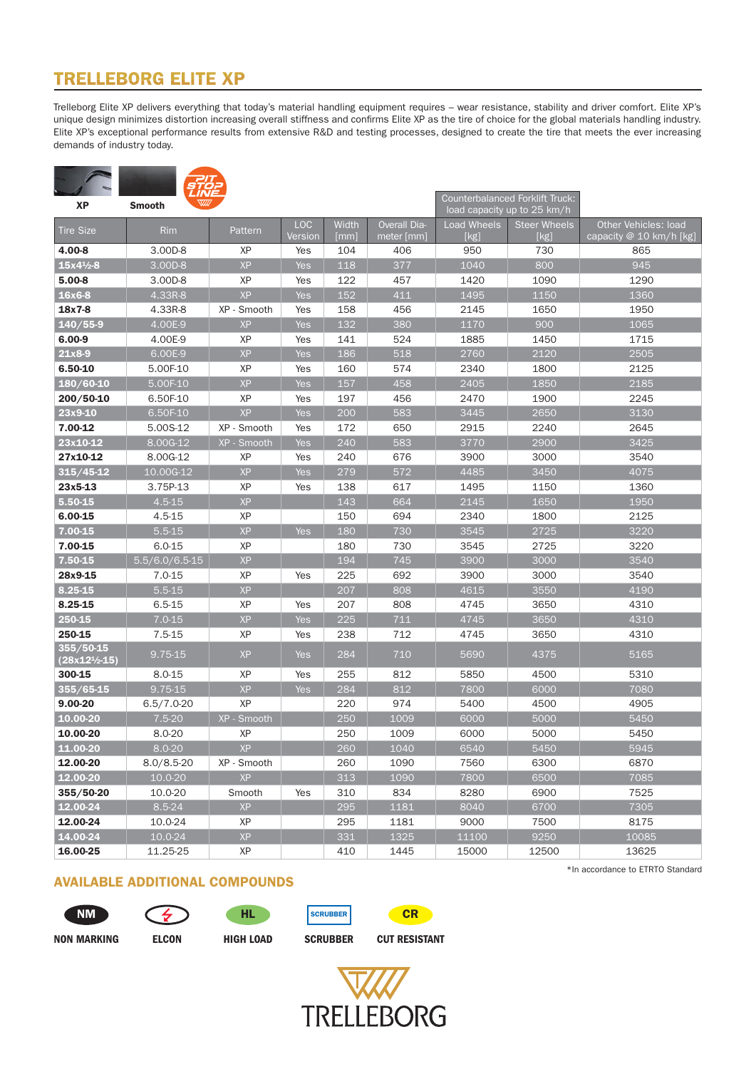# TRELLEBORG ELITE XP

Trelleborg Elite XP delivers everything that today's material handling equipment requires – wear resistance, stability and driver comfort. Elite XP's unique design minimizes distortion increasing overall stiffness and confirms Elite XP as the tire of choice for the global materials handling industry. Elite XP's exceptional performance results from extensive R&D and testing processes, designed to create the tire that meets the ever increasing demands of industry today.

XP Smooth

| Tire Size | Rim | Pattern | LOC Version | Width [mm] | Overall Diameter [mm] | Counterbalanced Forklift Truck: load capacity up to 25 km/h | | Other Vehicles: load capacity @ 10 km/h [kg] |
|---|---|---|---|---|---|---|---|---|
| | | | | | | Load Wheels [kg] | Steer Wheels [kg] | |
| 4.00-8 | 3.00D-8 | XP | Yes | 104 | 406 | 950 | 730 | 865 |
| 15x4½-8 | 3.00D-8 | XP | Yes | 118 | 377 | 1040 | 800 | 945 |
| 5.00-8 | 3.00D-8 | XP | Yes | 122 | 457 | 1420 | 1090 | 1290 |
| 16x6-8 | 4.33R-8 | XP | Yes | 152 | 411 | 1495 | 1150 | 1360 |
| 18x7-8 | 4.33R-8 | XP - Smooth | Yes | 158 | 456 | 2145 | 1650 | 1950 |
| 140/55-9 | 4.00E-9 | XP | Yes | 132 | 380 | 1170 | 900 | 1065 |
| 6.00-9 | 4.00E-9 | XP | Yes | 141 | 524 | 1885 | 1450 | 1715 |
| 21x8-9 | 6.00E-9 | XP | Yes | 186 | 518 | 2760 | 2120 | 2505 |
| 6.50-10 | 5.00F-10 | XP | Yes | 160 | 574 | 2340 | 1800 | 2125 |
| 180/60-10 | 5.00F-10 | XP | Yes | 157 | 458 | 2405 | 1850 | 2185 |
| 200/50-10 | 6.50F-10 | XP | Yes | 197 | 456 | 2470 | 1900 | 2245 |
| 23x9-10 | 6.50F-10 | XP | Yes | 200 | 583 | 3445 | 2650 | 3130 |
| 7.00-12 | 5.00S-12 | XP - Smooth | Yes | 172 | 650 | 2915 | 2240 | 2645 |
| 23x10-12 | 8.00G-12 | XP - Smooth | Yes | 240 | 583 | 3770 | 2900 | 3425 |
| 27x10-12 | 8.00G-12 | XP | Yes | 240 | 676 | 3900 | 3000 | 3540 |
| 315/45-12 | 10.00G-12 | XP | Yes | 279 | 572 | 4485 | 3450 | 4075 |
| 23x5-13 | 3.75P-13 | XP | Yes | 138 | 617 | 1495 | 1150 | 1360 |
| 5.50-15 | 4.5-15 | XP | | 143 | 664 | 2145 | 1650 | 1950 |
| 6.00-15 | 4.5-15 | XP | | 150 | 694 | 2340 | 1800 | 2125 |
| 7.00-15 | 5.5-15 | XP | Yes | 180 | 730 | 3545 | 2725 | 3220 |
| 7.00-15 | 6.0-15 | XP | | 180 | 730 | 3545 | 2725 | 3220 |
| 7.50-15 | 5.5/6.0/6.5-15 | XP | | 194 | 745 | 3900 | 3000 | 3540 |
| 28x9-15 | 7.0-15 | XP | Yes | 225 | 692 | 3900 | 3000 | 3540 |
| 8.25-15 | 5.5-15 | XP | | 207 | 808 | 4615 | 3550 | 4190 |
| 8.25-15 | 6.5-15 | XP | Yes | 207 | 808 | 4745 | 3650 | 4310 |
| 250-15 | 7.0-15 | XP | Yes | 225 | 711 | 4745 | 3650 | 4310 |
| 250-15 | 7.5-15 | XP | Yes | 238 | 712 | 4745 | 3650 | 4310 |
| 355/50-15 (28x12½-15) | 9.75-15 | XP | Yes | 284 | 710 | 5690 | 4375 | 5165 |
| 300-15 | 8.0-15 | XP | Yes | 255 | 812 | 5850 | 4500 | 5310 |
| 355/65-15 | 9.75-15 | XP | Yes | 284 | 812 | 7800 | 6000 | 7080 |
| 9.00-20 | 6.5/7.0-20 | XP | | 220 | 974 | 5400 | 4500 | 4905 |
| 10.00-20 | 7.5-20 | XP - Smooth | | 250 | 1009 | 6000 | 5000 | 5450 |
| 10.00-20 | 8.0-20 | XP | | 250 | 1009 | 6000 | 5000 | 5450 |
| 11.00-20 | 8.0-20 | XP | | 260 | 1040 | 6540 | 5450 | 5945 |
| 12.00-20 | 8.0/8.5-20 | XP - Smooth | | 260 | 1090 | 7560 | 6300 | 6870 |
| 12.00-20 | 10.0-20 | XP | | 313 | 1090 | 7800 | 6500 | 7085 |
| 355/50-20 | 10.0-20 | Smooth | Yes | 310 | 834 | 8280 | 6900 | 7525 |
| 12.00-24 | 8.5-24 | XP | | 295 | 1181 | 8040 | 6700 | 7305 |
| 12.00-24 | 10.0-24 | XP | | 295 | 1181 | 9000 | 7500 | 8175 |
| 14.00-24 | 10.0-24 | XP | | 331 | 1325 | 11100 | 9250 | 10085 |
| 16.00-25 | 11.25-25 | XP | | 410 | 1445 | 15000 | 12500 | 13625 |

*In accordance to ETRTO Standard

## AVAILABLE ADDITIONAL COMPOUNDS

NM — NON MARKING

ELCON

HL — HIGH LOAD

SCRUBBER

CR — CUT RESISTANT

TRELLEBORG